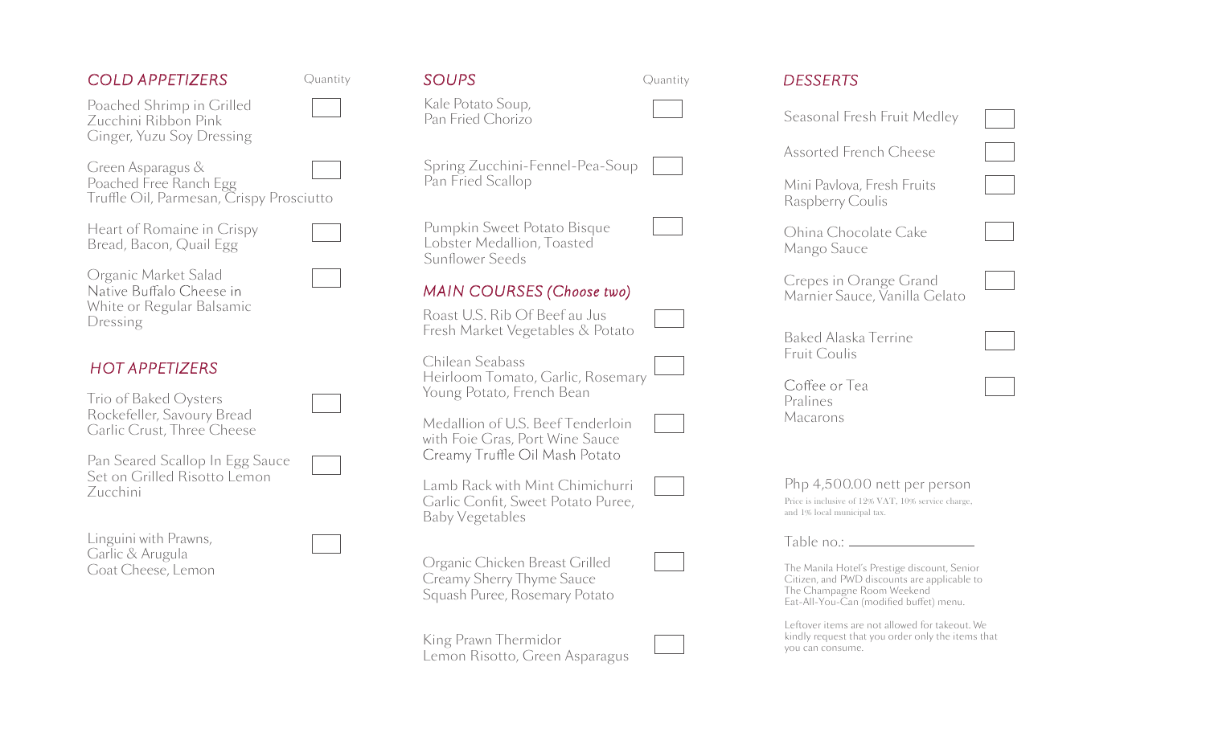## *COLD APPETIZERS*

Quantity

- Poached Shrimp in Grilled Zucchini Ribbon Pink Ginger, Yuzu Soy Dressing
- Green Asparagus & Poached Free Ranch Egg Truffle Oil, Parmesan, Crispy Prosciutto
- Heart of Romaine in Crispy Bread, Bacon, Quail Egg
- Organic Market Salad Native Buffalo Cheese in White or Regular Balsamic Dressing

## *HOT APPETIZERS*

- Trio of Baked Oysters Rockefeller, Savoury Bread Garlic Crust, Three Cheese
- Pan Seared Scallop In Egg Sauce Set on Grilled Risotto Lemon Zucchini
- Linguini with Prawns, Garlic & Arugula Goat Cheese, Lemon

## *SOUPS*

Quantity

- Kale Potato Soup, Pan Fried Chorizo
- Spring Zucchini-Fennel-Pea-Soup Pan Fried Scallop
- Pumpkin Sweet Potato Bisque Lobster Medallion, Toasted Sunflower Seeds

## *MAIN COURSES (Choose two)*

- Roast U.S. Rib Of Beef au Jus Fresh Market Vegetables & Potato
- Chilean Seabass Heirloom Tomato, Garlic, Rosemary Young Potato, French Bean
- Medallion of U.S. Beef Tenderloin with Foie Gras, Port Wine Sauce Creamy Truffle Oil Mash Potato
- Lamb Rack with Mint Chimichurri Garlic Confit, Sweet Potato Puree, Baby Vegetables
- Organic Chicken Breast Grilled Creamy Sherry Thyme Sauce Squash Puree, Rosemary Potato
- King Prawn Thermidor Lemon Risotto, Green Asparagus

## *DESSERTS*

- Seasonal Fresh Fruit Medley
- Assorted French Cheese
- Mini Pavlova, Fresh Fruits Raspberry Coulis
- Ohina Chocolate Cake Mango Sauce
- Crepes in Orange Grand Marnier Sauce, Vanilla Gelato
- Baked Alaska Terrine Fruit Coulis
- Coffee or Tea Pralines Macarons

Php 4,500.00 nett per person

Price is inclusive of 12% VAT, 10% service charge, and 1% local municipal tax.

Table no.: ________________

The Manila Hotel's Prestige discount, Senior Citizen, and PWD discounts are applicable to The Champagne Room Weekend Eat-All-You-Can (modified buffet) menu.

Leftover items are not allowed for takeout. We kindly request that you order only the items that you can consume.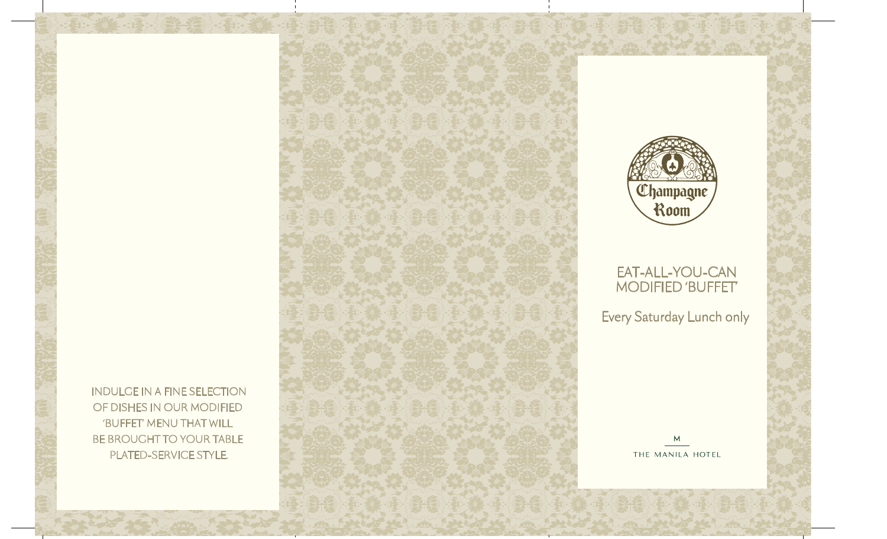INDULGE IN A FINE SELECTION OF DISHES IN OUR MODIFIED 'BUFFET' MENU THAT WILL BE BROUGHT TO YOUR TABLE PLATED-SERVICE STYLE.

Champagne Room

# EAT-ALL-YOU-CAN MODIFIED 'BUFFET'

Every Saturday Lunch only

M

THE MANILA HOTEL